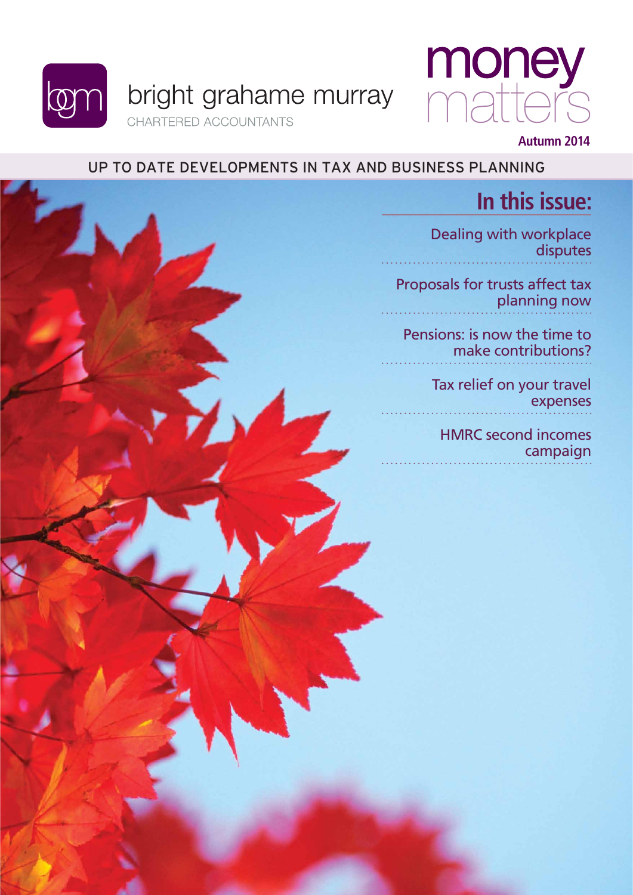bgm

bright grahame murray

CHARTERED ACCOUNTANTS

# money matters

**Autumn 2014**

UP TO DATE DEVELOPMENTS IN TAX AND BUSINESS PLANNING

## In this issue:

- Dealing with workplace disputes
- Proposals for trusts affect tax planning now
- Pensions: is now the time to make contributions?
- Tax relief on your travel expenses
- HMRC second incomes campaign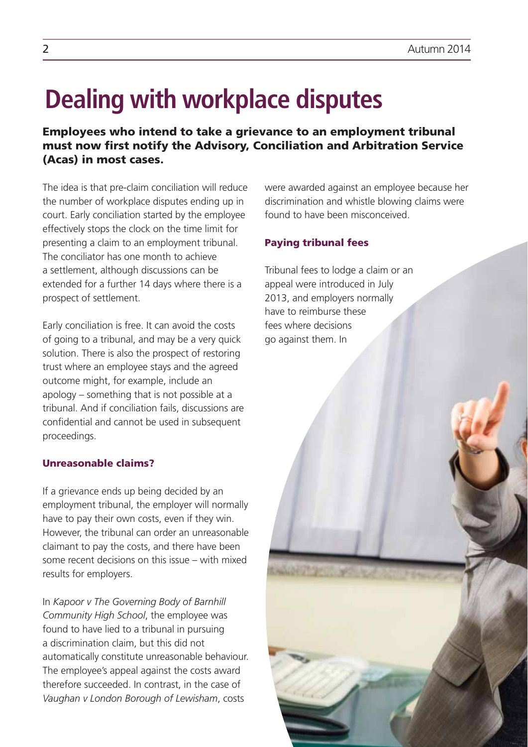# Dealing with workplace disputes

**Employees who intend to take a grievance to an employment tribunal must now first notify the Advisory, Conciliation and Arbitration Service (Acas) in most cases.**

The idea is that pre-claim conciliation will reduce the number of workplace disputes ending up in court. Early conciliation started by the employee effectively stops the clock on the time limit for presenting a claim to an employment tribunal. The conciliator has one month to achieve a settlement, although discussions can be extended for a further 14 days where there is a prospect of settlement.

Early conciliation is free. It can avoid the costs of going to a tribunal, and may be a very quick solution. There is also the prospect of restoring trust where an employee stays and the agreed outcome might, for example, include an apology – something that is not possible at a tribunal. And if conciliation fails, discussions are confidential and cannot be used in subsequent proceedings.

### Unreasonable claims?

If a grievance ends up being decided by an employment tribunal, the employer will normally have to pay their own costs, even if they win. However, the tribunal can order an unreasonable claimant to pay the costs, and there have been some recent decisions on this issue – with mixed results for employers.

In *Kapoor v The Governing Body of Barnhill Community High School*, the employee was found to have lied to a tribunal in pursuing a discrimination claim, but this did not automatically constitute unreasonable behaviour. The employee's appeal against the costs award therefore succeeded. In contrast, in the case of *Vaughan v London Borough of Lewisham*, costs were awarded against an employee because her discrimination and whistle blowing claims were found to have been misconceived.

### Paying tribunal fees

Tribunal fees to lodge a claim or an appeal were introduced in July 2013, and employers normally have to reimburse these fees where decisions go against them. In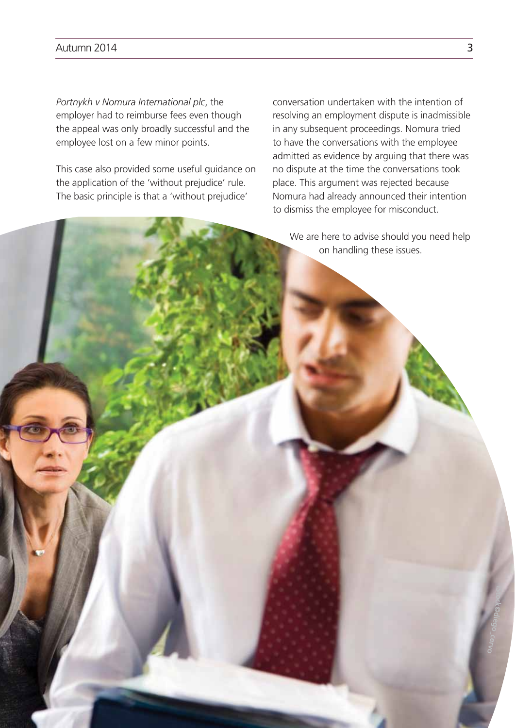*Portnykh v Nomura International plc*, the employer had to reimburse fees even though the appeal was only broadly successful and the employee lost on a few minor points.

This case also provided some useful guidance on the application of the 'without prejudice' rule. The basic principle is that a 'without prejudice' conversation undertaken with the intention of resolving an employment dispute is inadmissible in any subsequent proceedings. Nomura tried to have the conversations with the employee admitted as evidence by arguing that there was no dispute at the time the conversations took place. This argument was rejected because Nomura had already announced their intention to dismiss the employee for misconduct.

We are here to advise should you need help on handling these issues.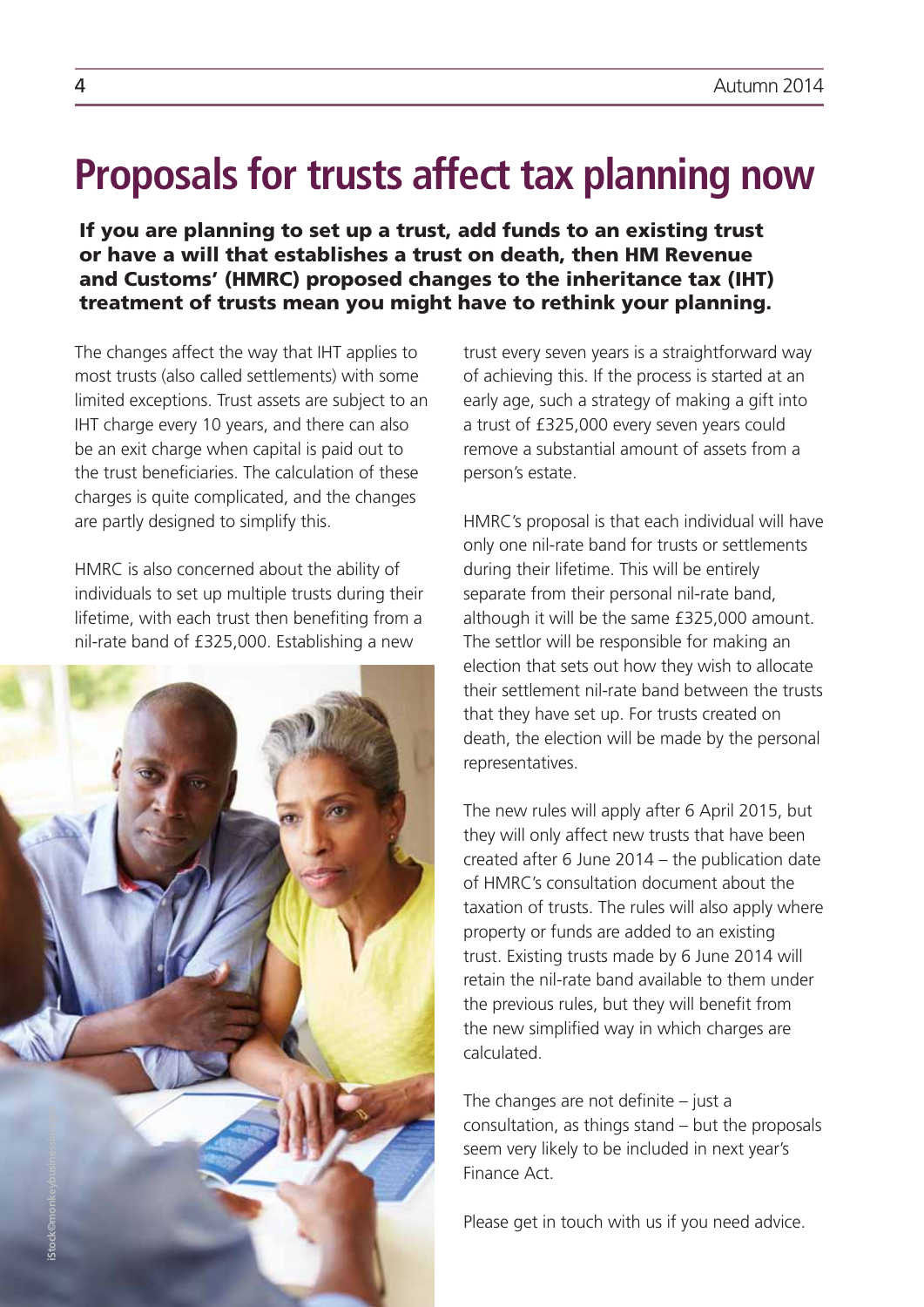# Proposals for trusts affect tax planning now

**If you are planning to set up a trust, add funds to an existing trust or have a will that establishes a trust on death, then HM Revenue and Customs' (HMRC) proposed changes to the inheritance tax (IHT) treatment of trusts mean you might have to rethink your planning.**

The changes affect the way that IHT applies to most trusts (also called settlements) with some limited exceptions. Trust assets are subject to an IHT charge every 10 years, and there can also be an exit charge when capital is paid out to the trust beneficiaries. The calculation of these charges is quite complicated, and the changes are partly designed to simplify this.

HMRC is also concerned about the ability of individuals to set up multiple trusts during their lifetime, with each trust then benefiting from a nil-rate band of £325,000. Establishing a new trust every seven years is a straightforward way of achieving this. If the process is started at an early age, such a strategy of making a gift into a trust of £325,000 every seven years could remove a substantial amount of assets from a person's estate.

HMRC's proposal is that each individual will have only one nil-rate band for trusts or settlements during their lifetime. This will be entirely separate from their personal nil-rate band, although it will be the same £325,000 amount. The settlor will be responsible for making an election that sets out how they wish to allocate their settlement nil-rate band between the trusts that they have set up. For trusts created on death, the election will be made by the personal representatives.

The new rules will apply after 6 April 2015, but they will only affect new trusts that have been created after 6 June 2014 – the publication date of HMRC's consultation document about the taxation of trusts. The rules will also apply where property or funds are added to an existing trust. Existing trusts made by 6 June 2014 will retain the nil-rate band available to them under the previous rules, but they will benefit from the new simplified way in which charges are calculated.

The changes are not definite – just a consultation, as things stand – but the proposals seem very likely to be included in next year's Finance Act.

Please get in touch with us if you need advice.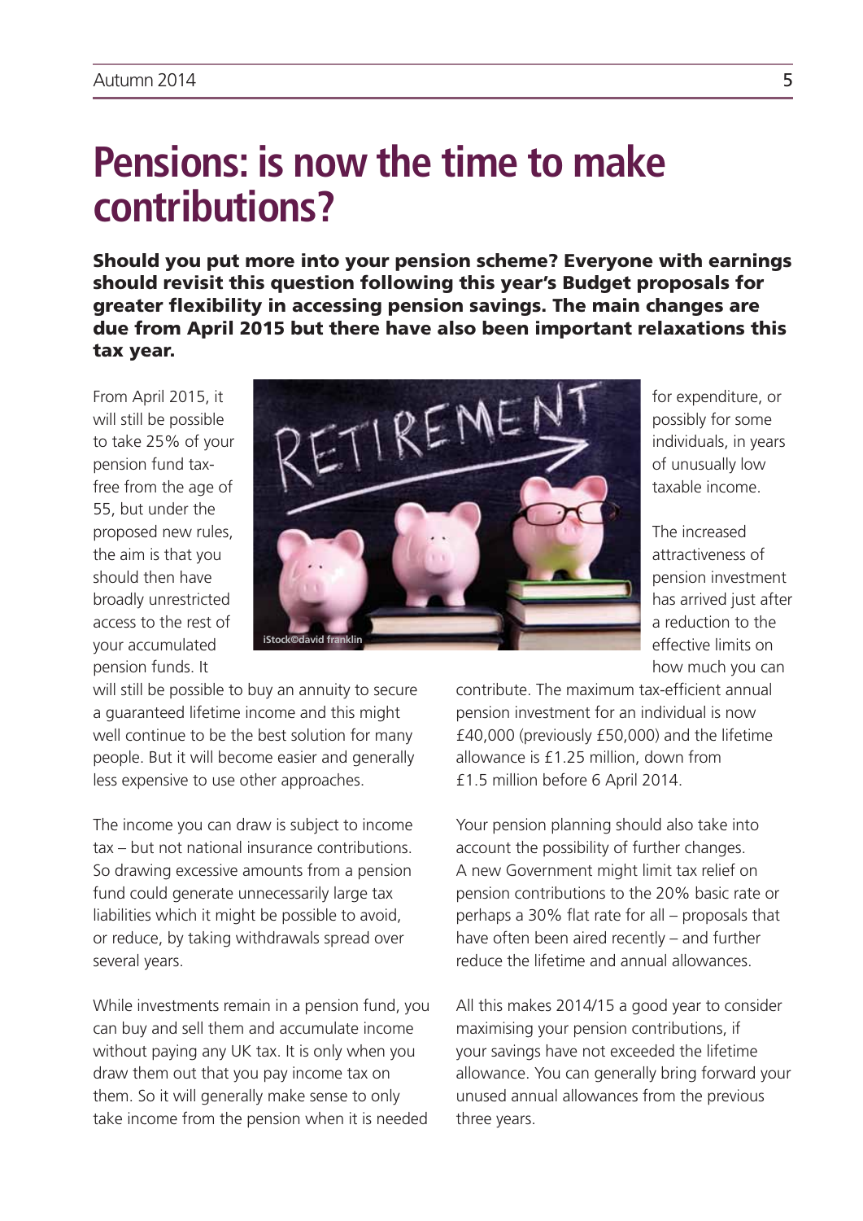# Pensions: is now the time to make contributions?

**Should you put more into your pension scheme? Everyone with earnings should revisit this question following this year's Budget proposals for greater flexibility in accessing pension savings. The main changes are due from April 2015 but there have also been important relaxations this tax year.**

From April 2015, it will still be possible to take 25% of your pension fund tax-free from the age of 55, but under the proposed new rules, the aim is that you should then have broadly unrestricted access to the rest of your accumulated pension funds. It will still be possible to buy an annuity to secure a guaranteed lifetime income and this might well continue to be the best solution for many people. But it will become easier and generally less expensive to use other approaches.

The income you can draw is subject to income tax – but not national insurance contributions. So drawing excessive amounts from a pension fund could generate unnecessarily large tax liabilities which it might be possible to avoid, or reduce, by taking withdrawals spread over several years.

While investments remain in a pension fund, you can buy and sell them and accumulate income without paying any UK tax. It is only when you draw them out that you pay income tax on them. So it will generally make sense to only take income from the pension when it is needed for expenditure, or possibly for some individuals, in years of unusually low taxable income.

The increased attractiveness of pension investment has arrived just after a reduction to the effective limits on how much you can contribute. The maximum tax-efficient annual pension investment for an individual is now £40,000 (previously £50,000) and the lifetime allowance is £1.25 million, down from £1.5 million before 6 April 2014.

Your pension planning should also take into account the possibility of further changes. A new Government might limit tax relief on pension contributions to the 20% basic rate or perhaps a 30% flat rate for all – proposals that have often been aired recently – and further reduce the lifetime and annual allowances.

All this makes 2014/15 a good year to consider maximising your pension contributions, if your savings have not exceeded the lifetime allowance. You can generally bring forward your unused annual allowances from the previous three years.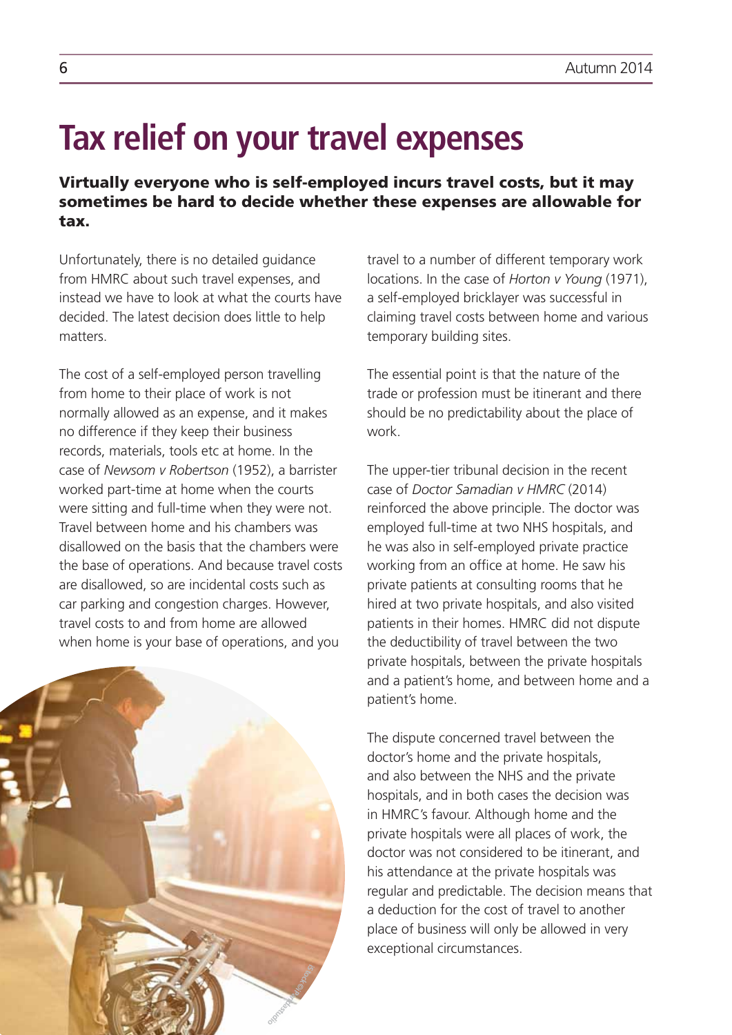# Tax relief on your travel expenses

**Virtually everyone who is self-employed incurs travel costs, but it may sometimes be hard to decide whether these expenses are allowable for tax.**

Unfortunately, there is no detailed guidance from HMRC about such travel expenses, and instead we have to look at what the courts have decided. The latest decision does little to help matters.

The cost of a self-employed person travelling from home to their place of work is not normally allowed as an expense, and it makes no difference if they keep their business records, materials, tools etc at home. In the case of *Newsom v Robertson* (1952), a barrister worked part-time at home when the courts were sitting and full-time when they were not. Travel between home and his chambers was disallowed on the basis that the chambers were the base of operations. And because travel costs are disallowed, so are incidental costs such as car parking and congestion charges. However, travel costs to and from home are allowed when home is your base of operations, and you travel to a number of different temporary work locations. In the case of *Horton v Young* (1971), a self-employed bricklayer was successful in claiming travel costs between home and various temporary building sites.

The essential point is that the nature of the trade or profession must be itinerant and there should be no predictability about the place of work.

The upper-tier tribunal decision in the recent case of *Doctor Samadian v HMRC* (2014) reinforced the above principle. The doctor was employed full-time at two NHS hospitals, and he was also in self-employed private practice working from an office at home. He saw his private patients at consulting rooms that he hired at two private hospitals, and also visited patients in their homes. HMRC did not dispute the deductibility of travel between the two private hospitals, between the private hospitals and a patient's home, and between home and a patient's home.

The dispute concerned travel between the doctor's home and the private hospitals, and also between the NHS and the private hospitals, and in both cases the decision was in HMRC's favour. Although home and the private hospitals were all places of work, the doctor was not considered to be itinerant, and his attendance at the private hospitals was regular and predictable. The decision means that a deduction for the cost of travel to another place of business will only be allowed in very exceptional circumstances.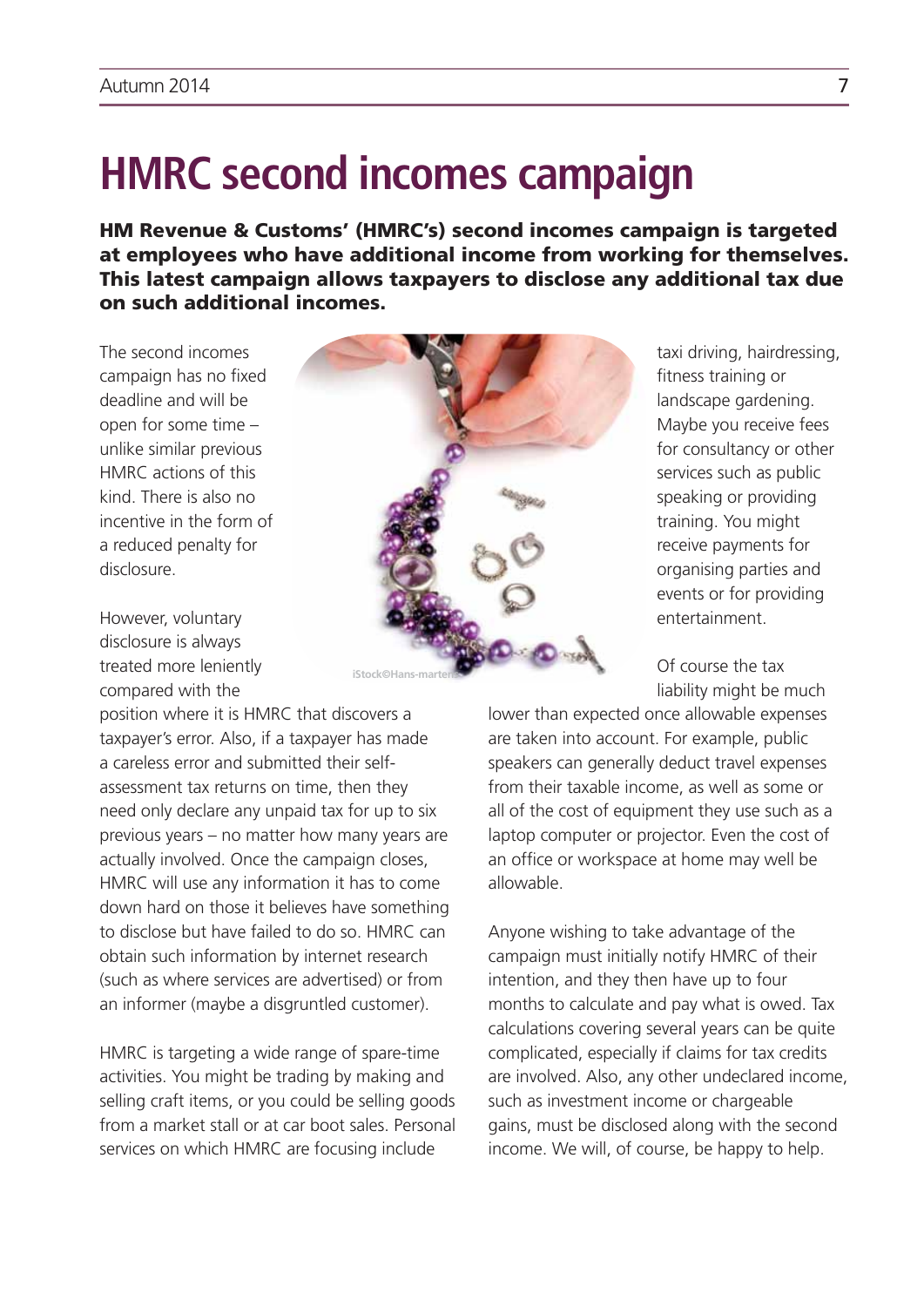# HMRC second incomes campaign

**HM Revenue & Customs' (HMRC's) second incomes campaign is targeted at employees who have additional income from working for themselves. This latest campaign allows taxpayers to disclose any additional tax due on such additional incomes.**

The second incomes campaign has no fixed deadline and will be open for some time – unlike similar previous HMRC actions of this kind. There is also no incentive in the form of a reduced penalty for disclosure.

However, voluntary disclosure is always treated more leniently compared with the position where it is HMRC that discovers a taxpayer's error. Also, if a taxpayer has made a careless error and submitted their self-assessment tax returns on time, then they need only declare any unpaid tax for up to six previous years – no matter how many years are actually involved. Once the campaign closes, HMRC will use any information it has to come down hard on those it believes have something to disclose but have failed to do so. HMRC can obtain such information by internet research (such as where services are advertised) or from an informer (maybe a disgruntled customer).

HMRC is targeting a wide range of spare-time activities. You might be trading by making and selling craft items, or you could be selling goods from a market stall or at car boot sales. Personal services on which HMRC are focusing include taxi driving, hairdressing, fitness training or landscape gardening. Maybe you receive fees for consultancy or other services such as public speaking or providing training. You might receive payments for organising parties and events or for providing entertainment.

Of course the tax liability might be much lower than expected once allowable expenses are taken into account. For example, public speakers can generally deduct travel expenses from their taxable income, as well as some or all of the cost of equipment they use such as a laptop computer or projector. Even the cost of an office or workspace at home may well be allowable.

Anyone wishing to take advantage of the campaign must initially notify HMRC of their intention, and they then have up to four months to calculate and pay what is owed. Tax calculations covering several years can be quite complicated, especially if claims for tax credits are involved. Also, any other undeclared income, such as investment income or chargeable gains, must be disclosed along with the second income. We will, of course, be happy to help.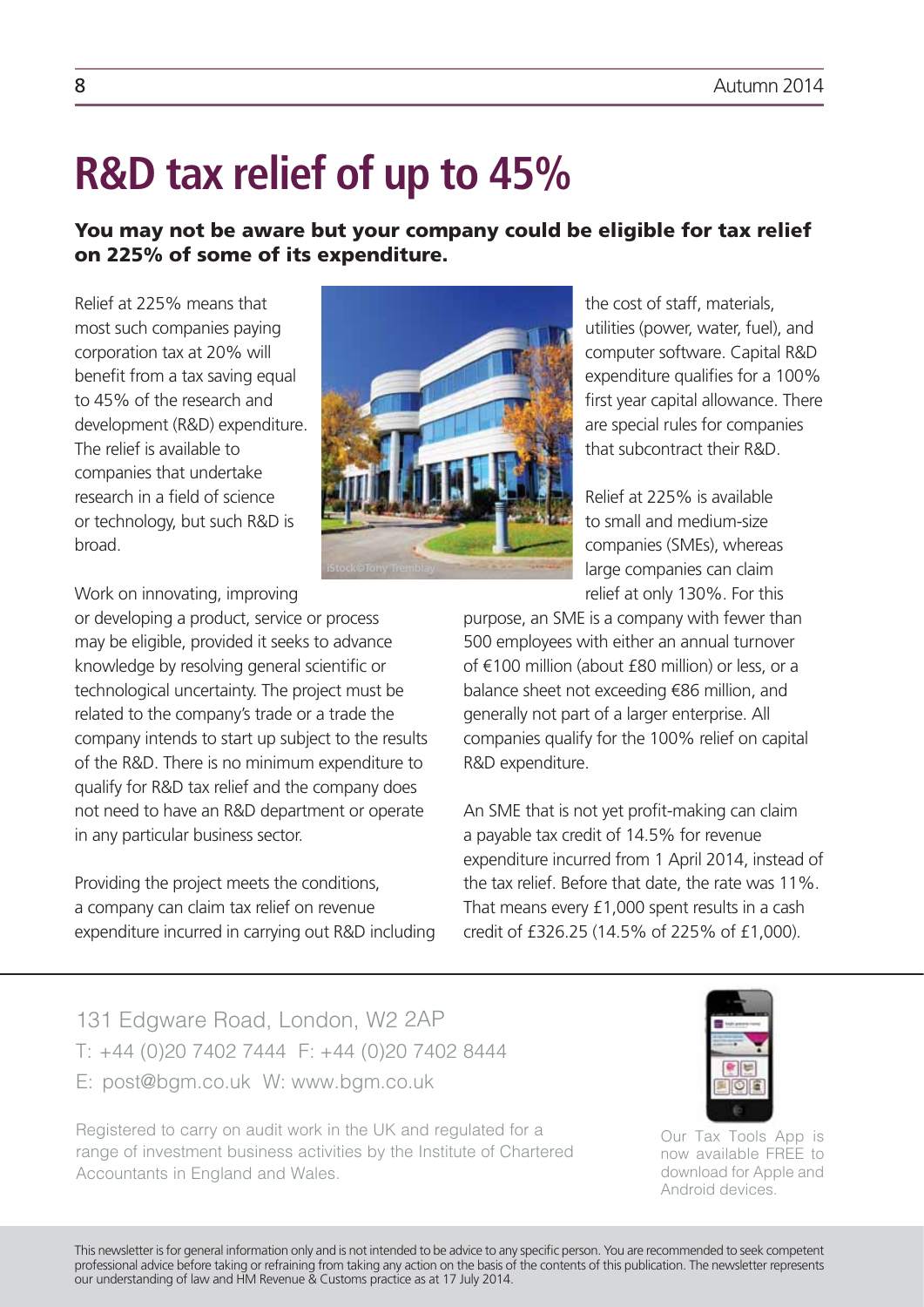# R&D tax relief of up to 45%

**You may not be aware but your company could be eligible for tax relief on 225% of some of its expenditure.**

Relief at 225% means that most such companies paying corporation tax at 20% will benefit from a tax saving equal to 45% of the research and development (R&D) expenditure. The relief is available to companies that undertake research in a field of science or technology, but such R&D is broad.

Work on innovating, improving or developing a product, service or process may be eligible, provided it seeks to advance knowledge by resolving general scientific or technological uncertainty. The project must be related to the company's trade or a trade the company intends to start up subject to the results of the R&D. There is no minimum expenditure to qualify for R&D tax relief and the company does not need to have an R&D department or operate in any particular business sector.

Providing the project meets the conditions, a company can claim tax relief on revenue expenditure incurred in carrying out R&D including the cost of staff, materials, utilities (power, water, fuel), and computer software. Capital R&D expenditure qualifies for a 100% first year capital allowance. There are special rules for companies that subcontract their R&D.

Relief at 225% is available to small and medium-size companies (SMEs), whereas large companies can claim relief at only 130%. For this purpose, an SME is a company with fewer than 500 employees with either an annual turnover of €100 million (about £80 million) or less, or a balance sheet not exceeding €86 million, and generally not part of a larger enterprise. All companies qualify for the 100% relief on capital R&D expenditure.

An SME that is not yet profit-making can claim a payable tax credit of 14.5% for revenue expenditure incurred from 1 April 2014, instead of the tax relief. Before that date, the rate was 11%. That means every £1,000 spent results in a cash credit of £326.25 (14.5% of 225% of £1,000).

131 Edgware Road, London, W2 2AP
T: +44 (0)20 7402 7444 F: +44 (0)20 7402 8444
E: post@bgm.co.uk W: www.bgm.co.uk

Registered to carry on audit work in the UK and regulated for a range of investment business activities by the Institute of Chartered Accountants in England and Wales.

Our Tax Tools App is now available FREE to download for Apple and Android devices.

This newsletter is for general information only and is not intended to be advice to any specific person. You are recommended to seek competent professional advice before taking or refraining from taking any action on the basis of the contents of this publication. The newsletter represents our understanding of law and HM Revenue & Customs practice as at 17 July 2014.